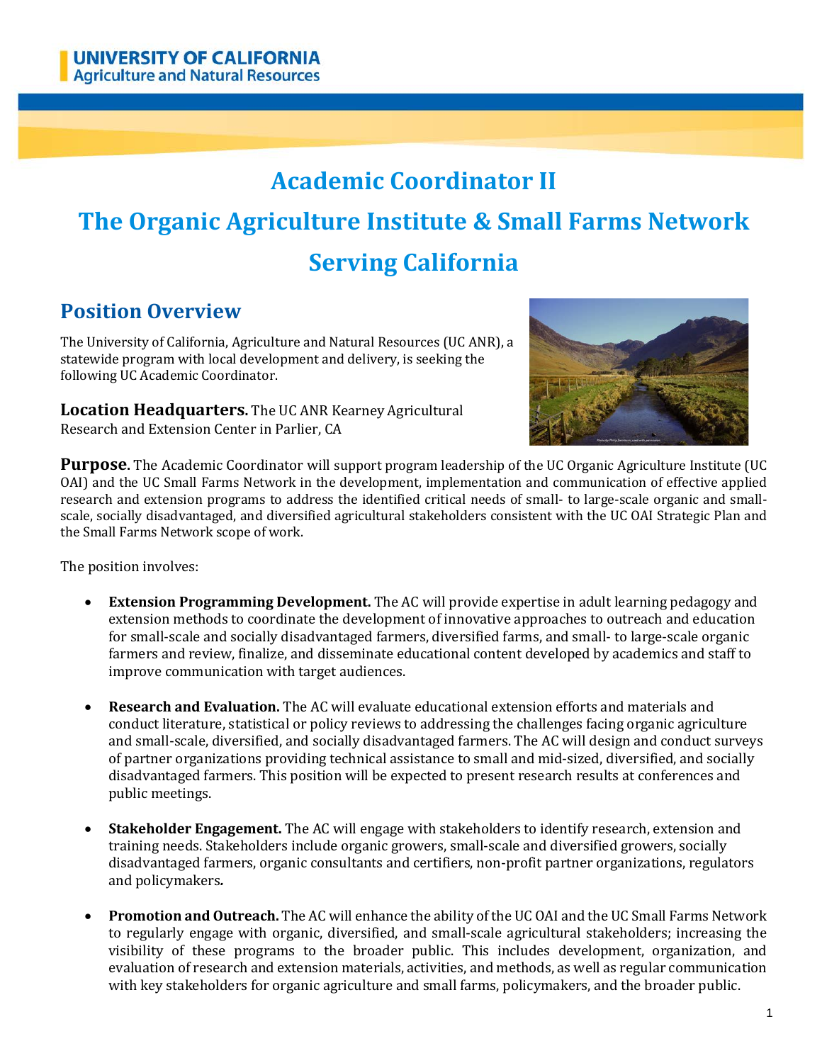**UNIVERSITY OF CALIFORNIA**
**Agriculture and Natural Resources**

# Academic Coordinator II

# The Organic Agriculture Institute & Small Farms Network Serving California

## Position Overview

The University of California, Agriculture and Natural Resources (UC ANR), a statewide program with local development and delivery, is seeking the following UC Academic Coordinator.

**Location Headquarters.** The UC ANR Kearney Agricultural Research and Extension Center in Parlier, CA

**Purpose.** The Academic Coordinator will support program leadership of the UC Organic Agriculture Institute (UC OAI) and the UC Small Farms Network in the development, implementation and communication of effective applied research and extension programs to address the identified critical needs of small- to large-scale organic and small-scale, socially disadvantaged, and diversified agricultural stakeholders consistent with the UC OAI Strategic Plan and the Small Farms Network scope of work.

The position involves:

- **Extension Programming Development.** The AC will provide expertise in adult learning pedagogy and extension methods to coordinate the development of innovative approaches to outreach and education for small-scale and socially disadvantaged farmers, diversified farms, and small- to large-scale organic farmers and review, finalize, and disseminate educational content developed by academics and staff to improve communication with target audiences.

- **Research and Evaluation.** The AC will evaluate educational extension efforts and materials and conduct literature, statistical or policy reviews to addressing the challenges facing organic agriculture and small-scale, diversified, and socially disadvantaged farmers. The AC will design and conduct surveys of partner organizations providing technical assistance to small and mid-sized, diversified, and socially disadvantaged farmers. This position will be expected to present research results at conferences and public meetings.

- **Stakeholder Engagement.** The AC will engage with stakeholders to identify research, extension and training needs. Stakeholders include organic growers, small-scale and diversified growers, socially disadvantaged farmers, organic consultants and certifiers, non-profit partner organizations, regulators and policymakers**.**

- **Promotion and Outreach.** The AC will enhance the ability of the UC OAI and the UC Small Farms Network to regularly engage with organic, diversified, and small-scale agricultural stakeholders; increasing the visibility of these programs to the broader public. This includes development, organization, and evaluation of research and extension materials, activities, and methods, as well as regular communication with key stakeholders for organic agriculture and small farms, policymakers, and the broader public.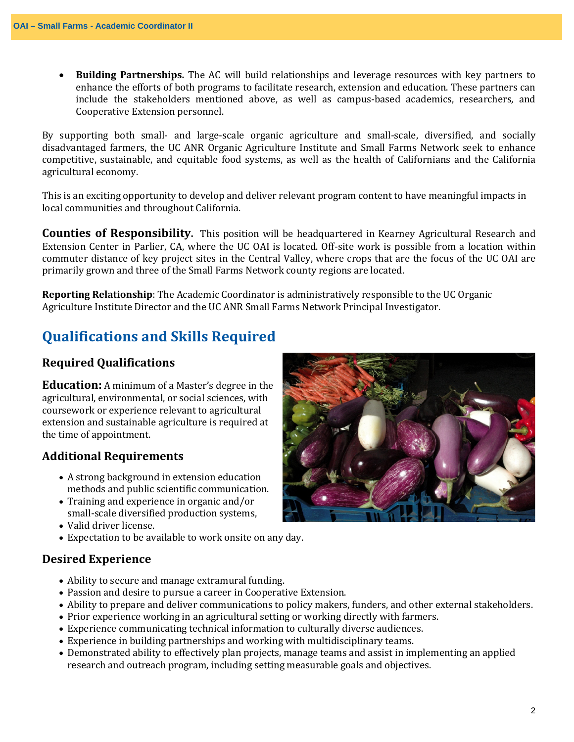- **Building Partnerships.** The AC will build relationships and leverage resources with key partners to enhance the efforts of both programs to facilitate research, extension and education. These partners can include the stakeholders mentioned above, as well as campus-based academics, researchers, and Cooperative Extension personnel.

By supporting both small- and large-scale organic agriculture and small-scale, diversified, and socially disadvantaged farmers, the UC ANR Organic Agriculture Institute and Small Farms Network seek to enhance competitive, sustainable, and equitable food systems, as well as the health of Californians and the California agricultural economy.

This is an exciting opportunity to develop and deliver relevant program content to have meaningful impacts in local communities and throughout California.

**Counties of Responsibility.** This position will be headquartered in Kearney Agricultural Research and Extension Center in Parlier, CA, where the UC OAI is located. Off-site work is possible from a location within commuter distance of key project sites in the Central Valley, where crops that are the focus of the UC OAI are primarily grown and three of the Small Farms Network county regions are located.

**Reporting Relationship**: The Academic Coordinator is administratively responsible to the UC Organic Agriculture Institute Director and the UC ANR Small Farms Network Principal Investigator.

## Qualifications and Skills Required

### Required Qualifications

**Education:** A minimum of a Master's degree in the agricultural, environmental, or social sciences, with coursework or experience relevant to agricultural extension and sustainable agriculture is required at the time of appointment.

### Additional Requirements

- A strong background in extension education methods and public scientific communication.
- Training and experience in organic and/or small-scale diversified production systems,
- Valid driver license.
- Expectation to be available to work onsite on any day.

### Desired Experience

- Ability to secure and manage extramural funding.
- Passion and desire to pursue a career in Cooperative Extension.
- Ability to prepare and deliver communications to policy makers, funders, and other external stakeholders.
- Prior experience working in an agricultural setting or working directly with farmers.
- Experience communicating technical information to culturally diverse audiences.
- Experience in building partnerships and working with multidisciplinary teams.
- Demonstrated ability to effectively plan projects, manage teams and assist in implementing an applied research and outreach program, including setting measurable goals and objectives.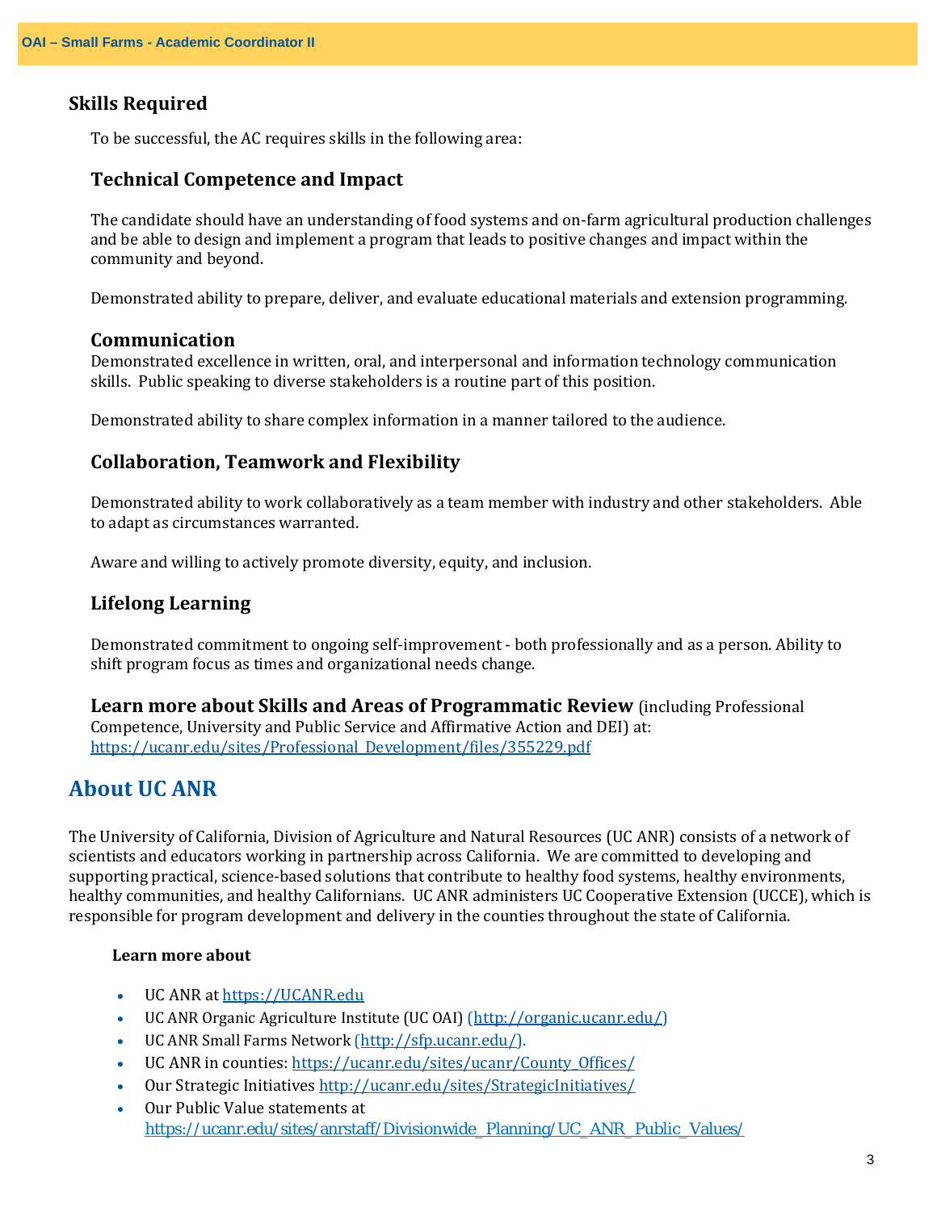## Skills Required

To be successful, the AC requires skills in the following area:

### Technical Competence and Impact

The candidate should have an understanding of food systems and on-farm agricultural production challenges and be able to design and implement a program that leads to positive changes and impact within the community and beyond.

Demonstrated ability to prepare, deliver, and evaluate educational materials and extension programming.

### Communication

Demonstrated excellence in written, oral, and interpersonal and information technology communication skills. Public speaking to diverse stakeholders is a routine part of this position.

Demonstrated ability to share complex information in a manner tailored to the audience.

### Collaboration, Teamwork and Flexibility

Demonstrated ability to work collaboratively as a team member with industry and other stakeholders. Able to adapt as circumstances warranted.

Aware and willing to actively promote diversity, equity, and inclusion.

### Lifelong Learning

Demonstrated commitment to ongoing self-improvement - both professionally and as a person. Ability to shift program focus as times and organizational needs change.

**Learn more about Skills and Areas of Programmatic Review** (including Professional Competence, University and Public Service and Affirmative Action and DEI) at: https://ucanr.edu/sites/Professional_Development/files/355229.pdf

## About UC ANR

The University of California, Division of Agriculture and Natural Resources (UC ANR) consists of a network of scientists and educators working in partnership across California. We are committed to developing and supporting practical, science-based solutions that contribute to healthy food systems, healthy environments, healthy communities, and healthy Californians. UC ANR administers UC Cooperative Extension (UCCE), which is responsible for program development and delivery in the counties throughout the state of California.

**Learn more about**

- UC ANR at https://UCANR.edu
- UC ANR Organic Agriculture Institute (UC OAI) (http://organic.ucanr.edu/)
- UC ANR Small Farms Network (http://sfp.ucanr.edu/).
- UC ANR in counties: https://ucanr.edu/sites/ucanr/County_Offices/
- Our Strategic Initiatives http://ucanr.edu/sites/StrategicInitiatives/
- Our Public Value statements at https://ucanr.edu/sites/anrstaff/Divisionwide_Planning/UC_ANR_Public_Values/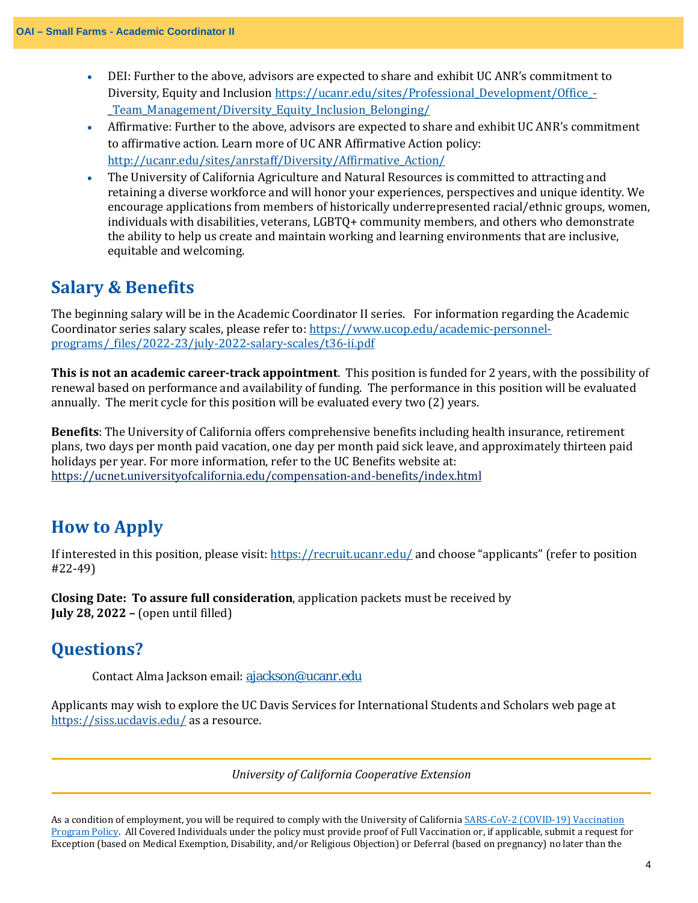- DEI: Further to the above, advisors are expected to share and exhibit UC ANR's commitment to Diversity, Equity and Inclusion https://ucanr.edu/sites/Professional_Development/Office_-_Team_Management/Diversity_Equity_Inclusion_Belonging/
- Affirmative: Further to the above, advisors are expected to share and exhibit UC ANR's commitment to affirmative action. Learn more of UC ANR Affirmative Action policy: http://ucanr.edu/sites/anrstaff/Diversity/Affirmative_Action/
- The University of California Agriculture and Natural Resources is committed to attracting and retaining a diverse workforce and will honor your experiences, perspectives and unique identity. We encourage applications from members of historically underrepresented racial/ethnic groups, women, individuals with disabilities, veterans, LGBTQ+ community members, and others who demonstrate the ability to help us create and maintain working and learning environments that are inclusive, equitable and welcoming.

## Salary & Benefits

The beginning salary will be in the Academic Coordinator II series. For information regarding the Academic Coordinator series salary scales, please refer to: https://www.ucop.edu/academic-personnel-programs/_files/2022-23/july-2022-salary-scales/t36-ii.pdf

**This is not an academic career-track appointment**. This position is funded for 2 years, with the possibility of renewal based on performance and availability of funding. The performance in this position will be evaluated annually. The merit cycle for this position will be evaluated every two (2) years.

**Benefits**: The University of California offers comprehensive benefits including health insurance, retirement plans, two days per month paid vacation, one day per month paid sick leave, and approximately thirteen paid holidays per year. For more information, refer to the UC Benefits website at: https://ucnet.universityofcalifornia.edu/compensation-and-benefits/index.html

## How to Apply

If interested in this position, please visit: https://recruit.ucanr.edu/ and choose "applicants" (refer to position #22-49)

**Closing Date: To assure full consideration**, application packets must be received by **July 28, 2022 –** (open until filled)

## Questions?

Contact Alma Jackson email: ajackson@ucanr.edu

Applicants may wish to explore the UC Davis Services for International Students and Scholars web page at https://siss.ucdavis.edu/ as a resource.

*University of California Cooperative Extension*

As a condition of employment, you will be required to comply with the University of California SARS-CoV-2 (COVID-19) Vaccination Program Policy. All Covered Individuals under the policy must provide proof of Full Vaccination or, if applicable, submit a request for Exception (based on Medical Exemption, Disability, and/or Religious Objection) or Deferral (based on pregnancy) no later than the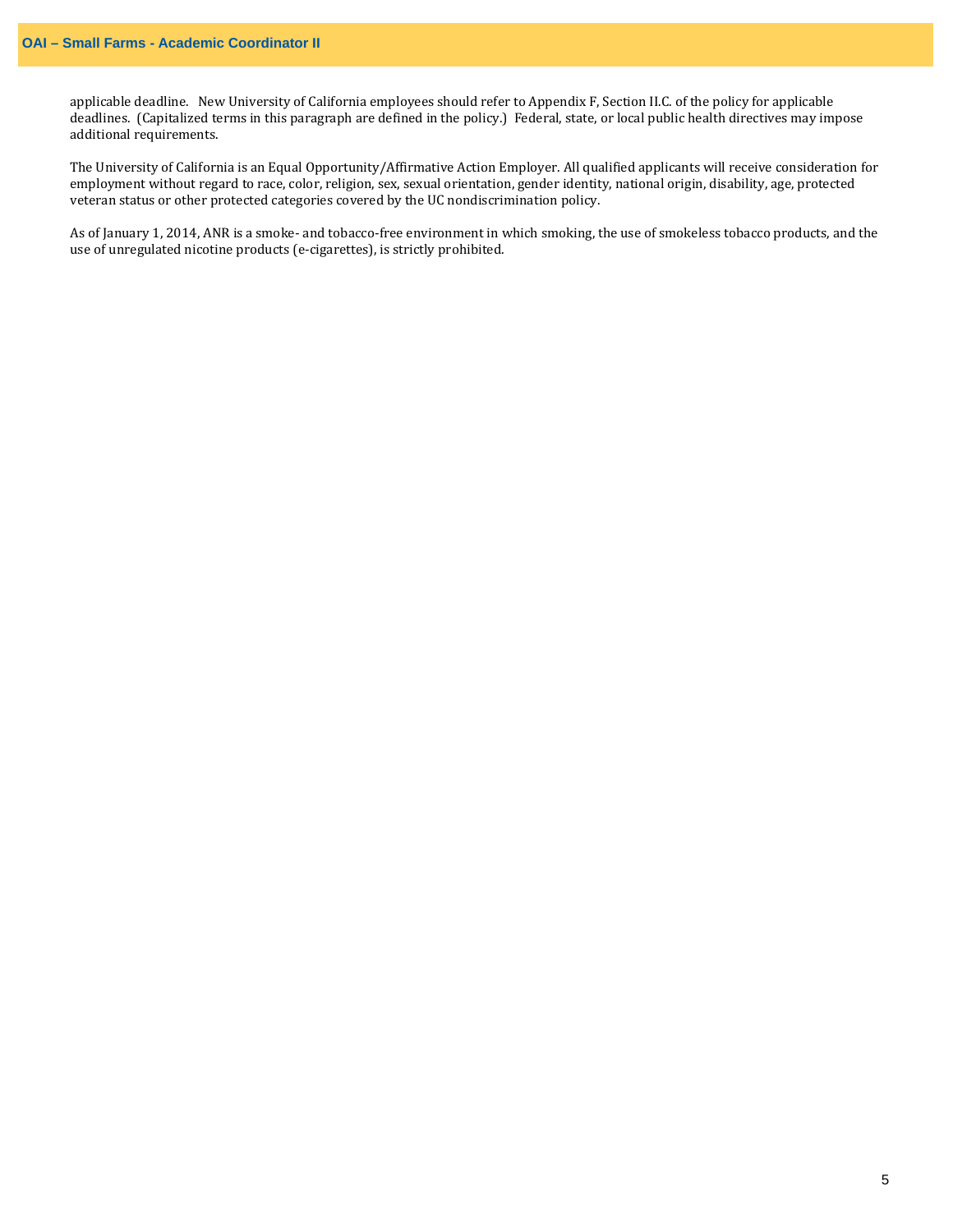applicable deadline. New University of California employees should refer to Appendix F, Section II.C. of the policy for applicable deadlines. (Capitalized terms in this paragraph are defined in the policy.) Federal, state, or local public health directives may impose additional requirements.

The University of California is an Equal Opportunity/Affirmative Action Employer. All qualified applicants will receive consideration for employment without regard to race, color, religion, sex, sexual orientation, gender identity, national origin, disability, age, protected veteran status or other protected categories covered by the UC nondiscrimination policy.

As of January 1, 2014, ANR is a smoke- and tobacco-free environment in which smoking, the use of smokeless tobacco products, and the use of unregulated nicotine products (e-cigarettes), is strictly prohibited.